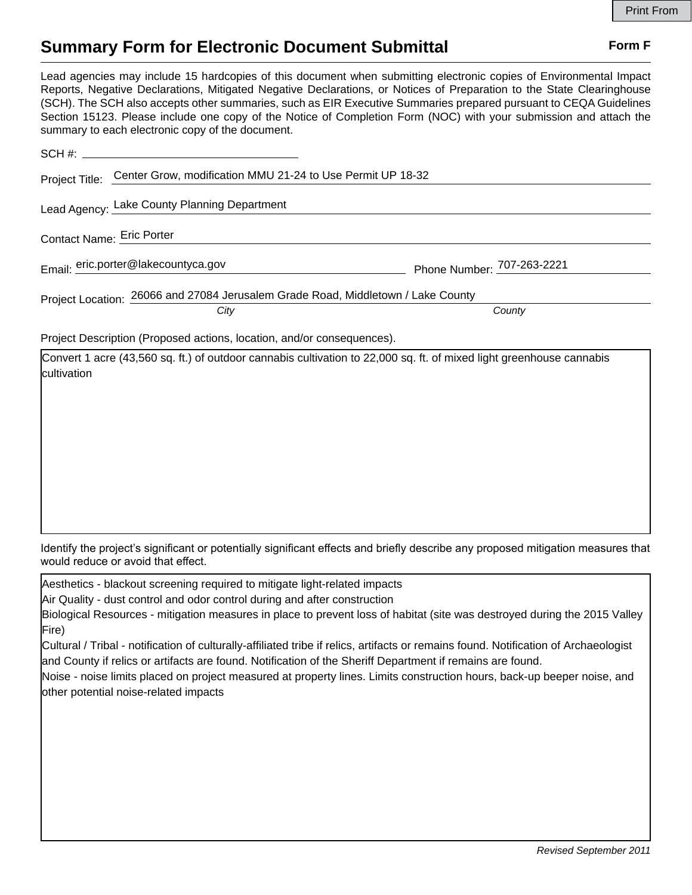# Summary Form for Electronic Document Submittal

**Form F**

Lead agencies may include 15 hardcopies of this document when submitting electronic copies of Environmental Impact Reports, Negative Declarations, Mitigated Negative Declarations, or Notices of Preparation to the State Clearinghouse (SCH). The SCH also accepts other summaries, such as EIR Executive Summaries prepared pursuant to CEQA Guidelines Section 15123. Please include one copy of the Notice of Completion Form (NOC) with your submission and attach the summary to each electronic copy of the document.

SCH #: 

Project Title: Center Grow, modification MMU 21-24 to Use Permit UP 18-32

Lead Agency: Lake County Planning Department

Contact Name: Eric Porter

Email: eric.porter@lakecountyca.gov

Phone Number: 707-263-2221

Project Location: 26066 and 27084 Jerusalem Grade Road, Middletown / Lake County

*City* *County*

Project Description (Proposed actions, location, and/or consequences).

Convert 1 acre (43,560 sq. ft.) of outdoor cannabis cultivation to 22,000 sq. ft. of mixed light greenhouse cannabis cultivation

Identify the project's significant or potentially significant effects and briefly describe any proposed mitigation measures that would reduce or avoid that effect.

Aesthetics - blackout screening required to mitigate light-related impacts
Air Quality - dust control and odor control during and after construction
Biological Resources - mitigation measures in place to prevent loss of habitat (site was destroyed during the 2015 Valley Fire)
Cultural / Tribal - notification of culturally-affiliated tribe if relics, artifacts or remains found. Notification of Archaeologist and County if relics or artifacts are found. Notification of the Sheriff Department if remains are found.
Noise - noise limits placed on project measured at property lines. Limits construction hours, back-up beeper noise, and other potential noise-related impacts

*Revised September 2011*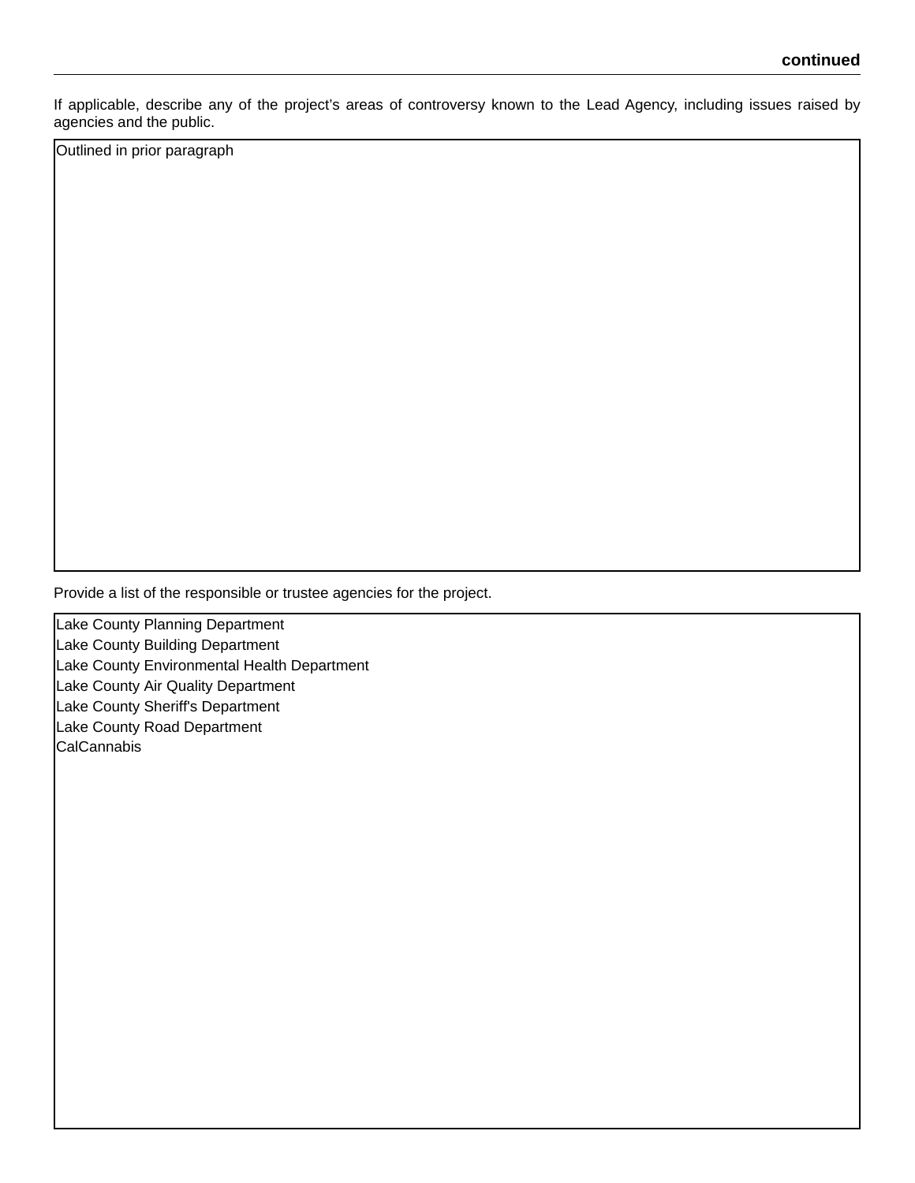**continued**

If applicable, describe any of the project's areas of controversy known to the Lead Agency, including issues raised by agencies and the public.

Outlined in prior paragraph

Provide a list of the responsible or trustee agencies for the project.

Lake County Planning Department
Lake County Building Department
Lake County Environmental Health Department
Lake County Air Quality Department
Lake County Sheriff's Department
Lake County Road Department
CalCannabis